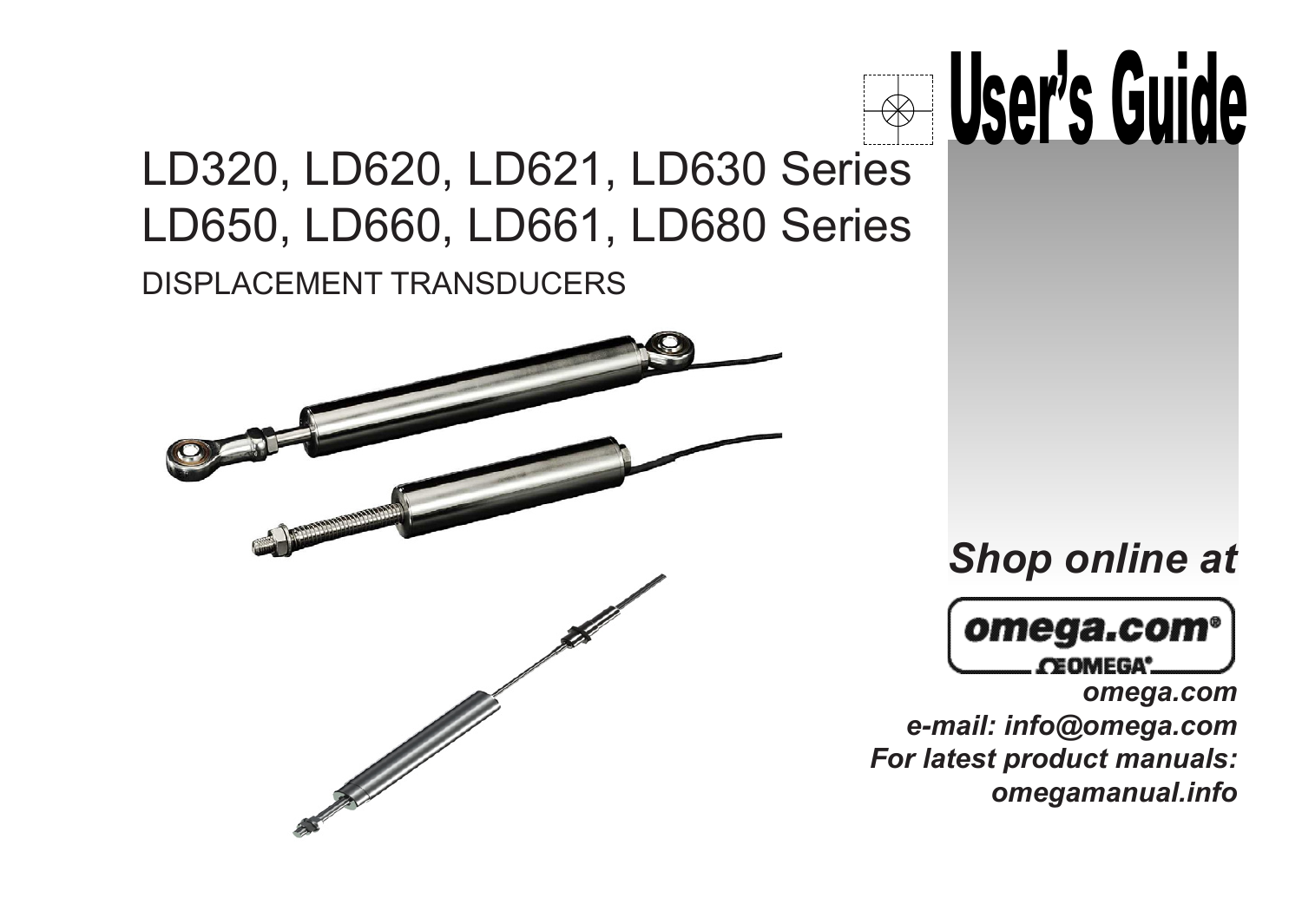# User's Guide

## LD320, LD620, LD621, LD630 Series
## LD650, LD660, LD661, LD680 Series

DISPLACEMENT TRANSDUCERS

***Shop online at***

**omega.com®**

**ΩEOMEGA®**

***omega.com***

***e-mail: info@omega.com***

***For latest product manuals:***

***omegamanual.info***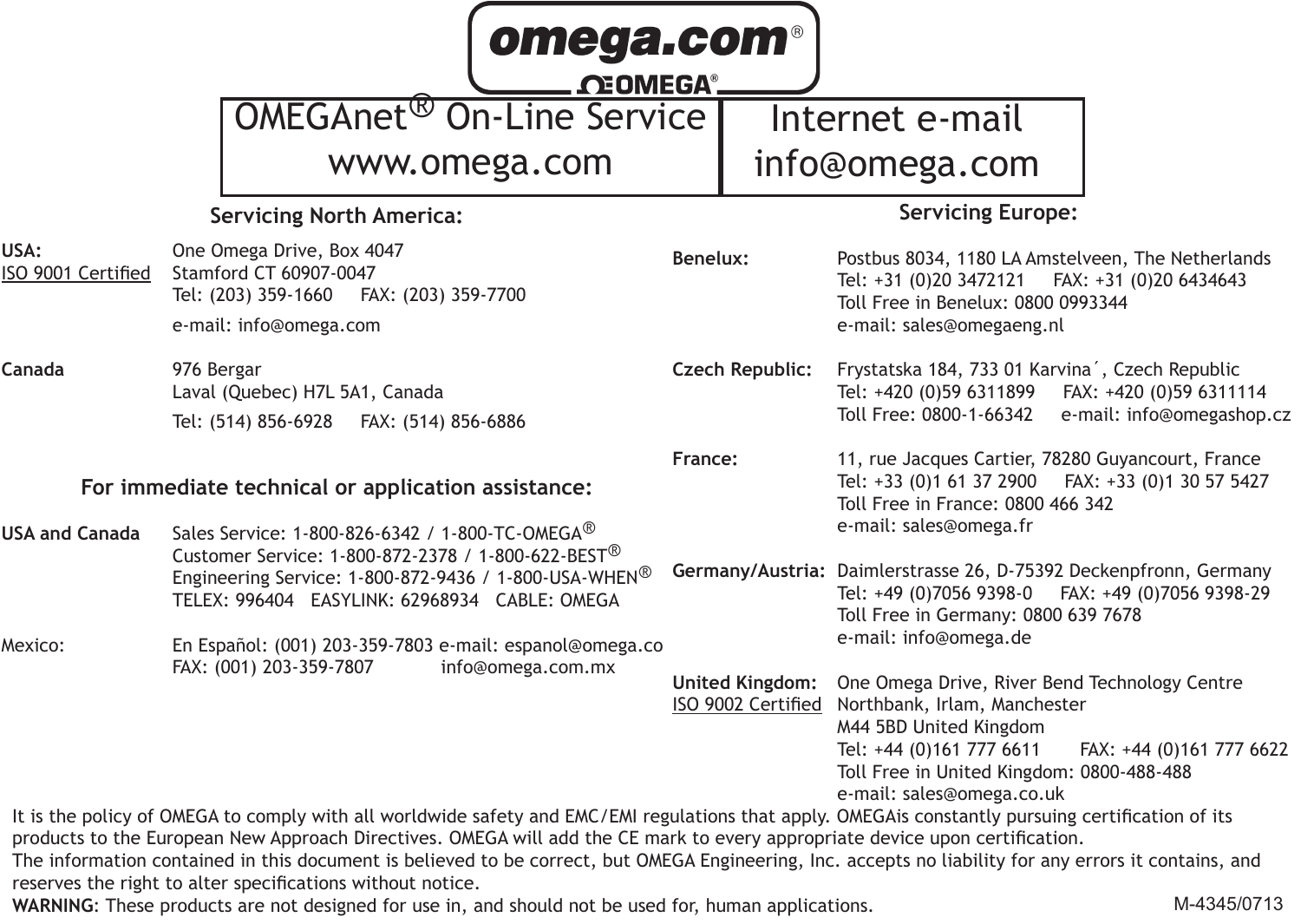omega.com®

OMEGA®

| OMEGAnet® On-Line Service<br>www.omega.com | Internet e-mail<br>info@omega.com |
|---|---|

## Servicing North America:

**USA:**
ISO 9001 Certified
One Omega Drive, Box 4047
Stamford CT 60907-0047
Tel: (203) 359-1660 FAX: (203) 359-7700
e-mail: info@omega.com

**Canada**
976 Bergar
Laval (Quebec) H7L 5A1, Canada
Tel: (514) 856-6928 FAX: (514) 856-6886

## For immediate technical or application assistance:

**USA and Canada**
Sales Service: 1-800-826-6342 / 1-800-TC-OMEGA®
Customer Service: 1-800-872-2378 / 1-800-622-BEST®
Engineering Service: 1-800-872-9436 / 1-800-USA-WHEN®
TELEX: 996404 EASYLINK: 62968934 CABLE: OMEGA

Mexico:
En Español: (001) 203-359-7803 e-mail: espanol@omega.co
FAX: (001) 203-359-7807 info@omega.com.mx

## Servicing Europe:

**Benelux:**
Postbus 8034, 1180 LA Amstelveen, The Netherlands
Tel: +31 (0)20 3472121 FAX: +31 (0)20 6434643
Toll Free in Benelux: 0800 0993344
e-mail: sales@omegaeng.nl

**Czech Republic:**
Frystatska 184, 733 01 Karvina´, Czech Republic
Tel: +420 (0)59 6311899 FAX: +420 (0)59 6311114
Toll Free: 0800-1-66342 e-mail: info@omegashop.cz

**France:**
11, rue Jacques Cartier, 78280 Guyancourt, France
Tel: +33 (0)1 61 37 2900 FAX: +33 (0)1 30 57 5427
Toll Free in France: 0800 466 342
e-mail: sales@omega.fr

**Germany/Austria:**
Daimlerstrasse 26, D-75392 Deckenpfronn, Germany
Tel: +49 (0)7056 9398-0 FAX: +49 (0)7056 9398-29
Toll Free in Germany: 0800 639 7678
e-mail: info@omega.de

**United Kingdom:**
ISO 9002 Certified
One Omega Drive, River Bend Technology Centre
Northbank, Irlam, Manchester
M44 5BD United Kingdom
Tel: +44 (0)161 777 6611 FAX: +44 (0)161 777 6622
Toll Free in United Kingdom: 0800-488-488
e-mail: sales@omega.co.uk

It is the policy of OMEGA to comply with all worldwide safety and EMC/EMI regulations that apply. OMEGAis constantly pursuing certification of its products to the European New Approach Directives. OMEGA will add the CE mark to every appropriate device upon certification.
The information contained in this document is believed to be correct, but OMEGA Engineering, Inc. accepts no liability for any errors it contains, and reserves the right to alter specifications without notice.
**WARNING**: These products are not designed for use in, and should not be used for, human applications.

M-4345/0713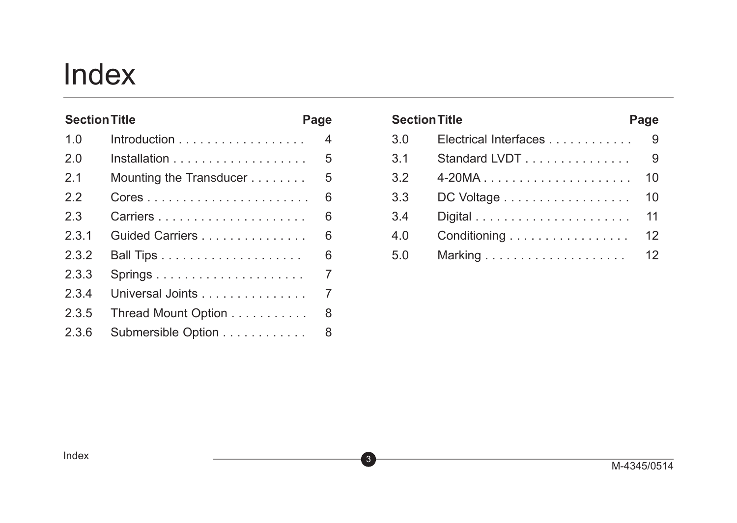# Index

| Section | Title | Page |
|---|---|---|
| 1.0 | Introduction | 4 |
| 2.0 | Installation | 5 |
| 2.1 | Mounting the Transducer | 5 |
| 2.2 | Cores | 6 |
| 2.3 | Carriers | 6 |
| 2.3.1 | Guided Carriers | 6 |
| 2.3.2 | Ball Tips | 6 |
| 2.3.3 | Springs | 7 |
| 2.3.4 | Universal Joints | 7 |
| 2.3.5 | Thread Mount Option | 8 |
| 2.3.6 | Submersible Option | 8 |

| Section | Title | Page |
|---|---|---|
| 3.0 | Electrical Interfaces | 9 |
| 3.1 | Standard LVDT | 9 |
| 3.2 | 4-20MA | 10 |
| 3.3 | DC Voltage | 10 |
| 3.4 | Digital | 11 |
| 4.0 | Conditioning | 12 |
| 5.0 | Marking | 12 |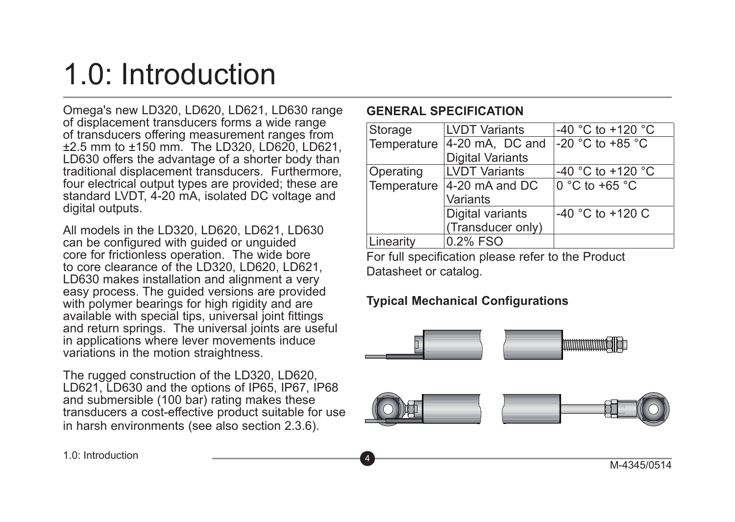# 1.0: Introduction

Omega's new LD320, LD620, LD621, LD630 range of displacement transducers forms a wide range of transducers offering measurement ranges from ±2.5 mm to ±150 mm. The LD320, LD620, LD621, LD630 offers the advantage of a shorter body than traditional displacement transducers. Furthermore, four electrical output types are provided; these are standard LVDT, 4-20 mA, isolated DC voltage and digital outputs.

All models in the LD320, LD620, LD621, LD630 can be configured with guided or unguided core for frictionless operation. The wide bore to core clearance of the LD320, LD620, LD621, LD630 makes installation and alignment a very easy process. The guided versions are provided with polymer bearings for high rigidity and are available with special tips, universal joint fittings and return springs. The universal joints are useful in applications where lever movements induce variations in the motion straightness.

The rugged construction of the LD320, LD620, LD621, LD630 and the options of IP65, IP67, IP68 and submersible (100 bar) rating makes these transducers a cost-effective product suitable for use in harsh environments (see also section 2.3.6).

**GENERAL SPECIFICATION**

| | | |
|---|---|---|
| Storage Temperature | LVDT Variants | -40 °C to +120 °C |
| | 4-20 mA, DC and Digital Variants | -20 °C to +85 °C |
| Operating Temperature | LVDT Variants | -40 °C to +120 °C |
| | 4-20 mA and DC Variants | 0 °C to +65 °C |
| | Digital variants (Transducer only) | -40 °C to +120 C |
| Linearity | 0.2% FSO | |

For full specification please refer to the Product Datasheet or catalog.

**Typical Mechanical Configurations**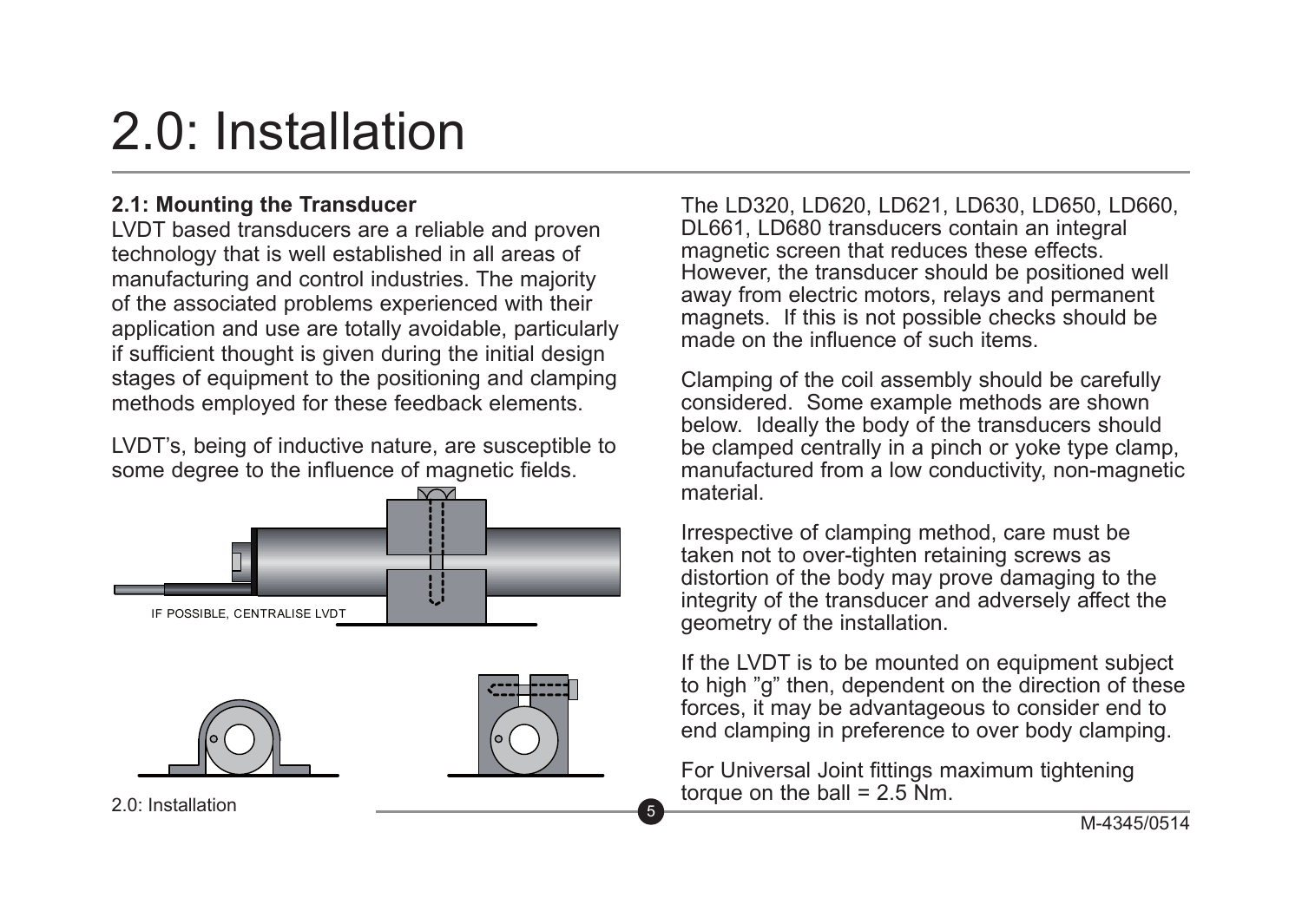# 2.0: Installation

### 2.1: Mounting the Transducer

LVDT based transducers are a reliable and proven technology that is well established in all areas of manufacturing and control industries. The majority of the associated problems experienced with their application and use are totally avoidable, particularly if sufficient thought is given during the initial design stages of equipment to the positioning and clamping methods employed for these feedback elements.

LVDT's, being of inductive nature, are susceptible to some degree to the influence of magnetic fields.

IF POSSIBLE, CENTRALISE LVDT

The LD320, LD620, LD621, LD630, LD650, LD660, DL661, LD680 transducers contain an integral magnetic screen that reduces these effects. However, the transducer should be positioned well away from electric motors, relays and permanent magnets. If this is not possible checks should be made on the influence of such items.

Clamping of the coil assembly should be carefully considered. Some example methods are shown below. Ideally the body of the transducers should be clamped centrally in a pinch or yoke type clamp, manufactured from a low conductivity, non-magnetic material.

Irrespective of clamping method, care must be taken not to over-tighten retaining screws as distortion of the body may prove damaging to the integrity of the transducer and adversely affect the geometry of the installation.

If the LVDT is to be mounted on equipment subject to high "g" then, dependent on the direction of these forces, it may be advantageous to consider end to end clamping in preference to over body clamping.

For Universal Joint fittings maximum tightening torque on the ball = 2.5 Nm.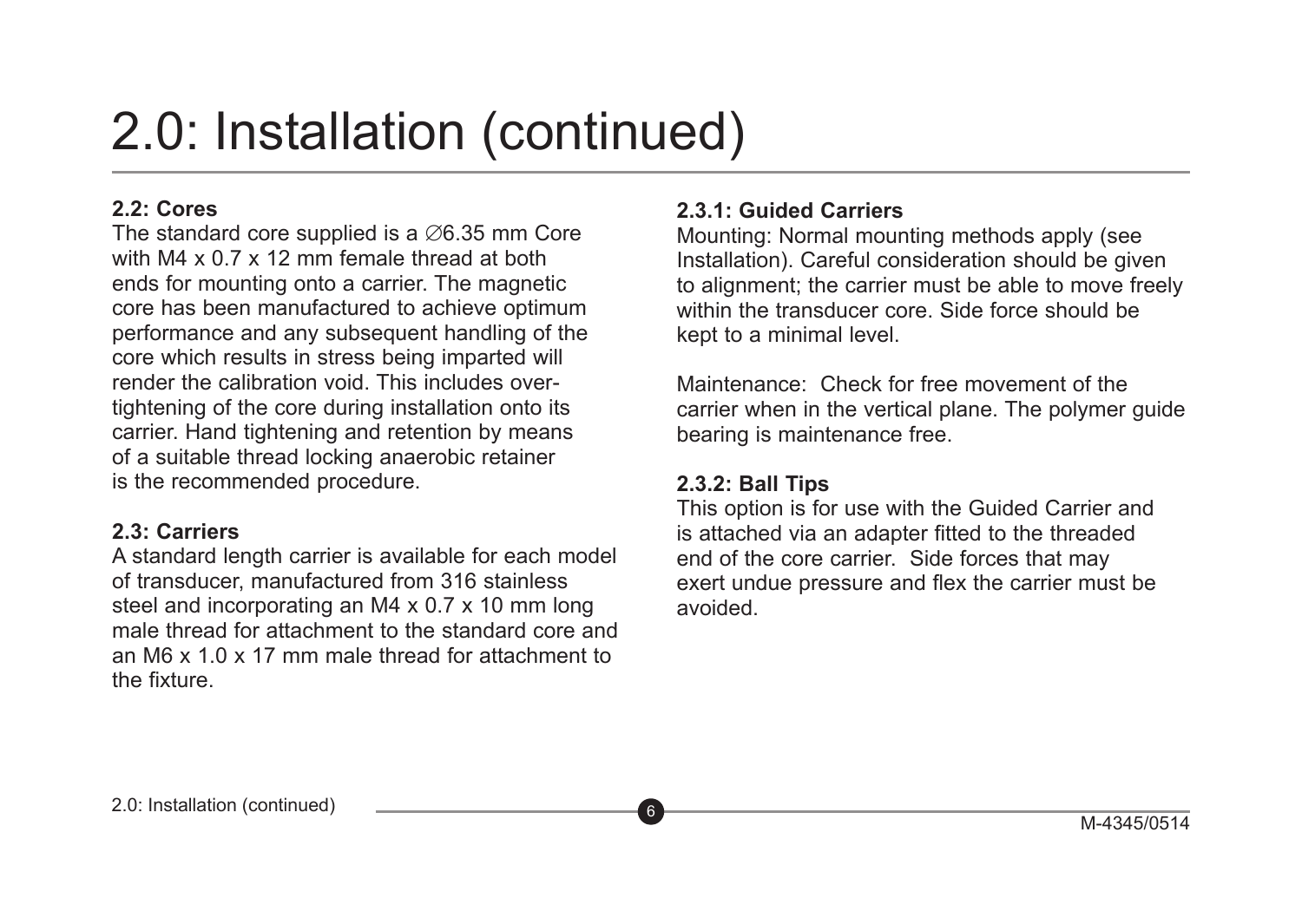# 2.0: Installation (continued)

**2.2: Cores**

The standard core supplied is a ∅6.35 mm Core with M4 x 0.7 x 12 mm female thread at both ends for mounting onto a carrier. The magnetic core has been manufactured to achieve optimum performance and any subsequent handling of the core which results in stress being imparted will render the calibration void. This includes over-tightening of the core during installation onto its carrier. Hand tightening and retention by means of a suitable thread locking anaerobic retainer is the recommended procedure.

**2.3: Carriers**

A standard length carrier is available for each model of transducer, manufactured from 316 stainless steel and incorporating an M4 x 0.7 x 10 mm long male thread for attachment to the standard core and an M6 x 1.0 x 17 mm male thread for attachment to the fixture.

**2.3.1: Guided Carriers**

Mounting: Normal mounting methods apply (see Installation). Careful consideration should be given to alignment; the carrier must be able to move freely within the transducer core. Side force should be kept to a minimal level.

Maintenance: Check for free movement of the carrier when in the vertical plane. The polymer guide bearing is maintenance free.

**2.3.2: Ball Tips**

This option is for use with the Guided Carrier and is attached via an adapter fitted to the threaded end of the core carrier. Side forces that may exert undue pressure and flex the carrier must be avoided.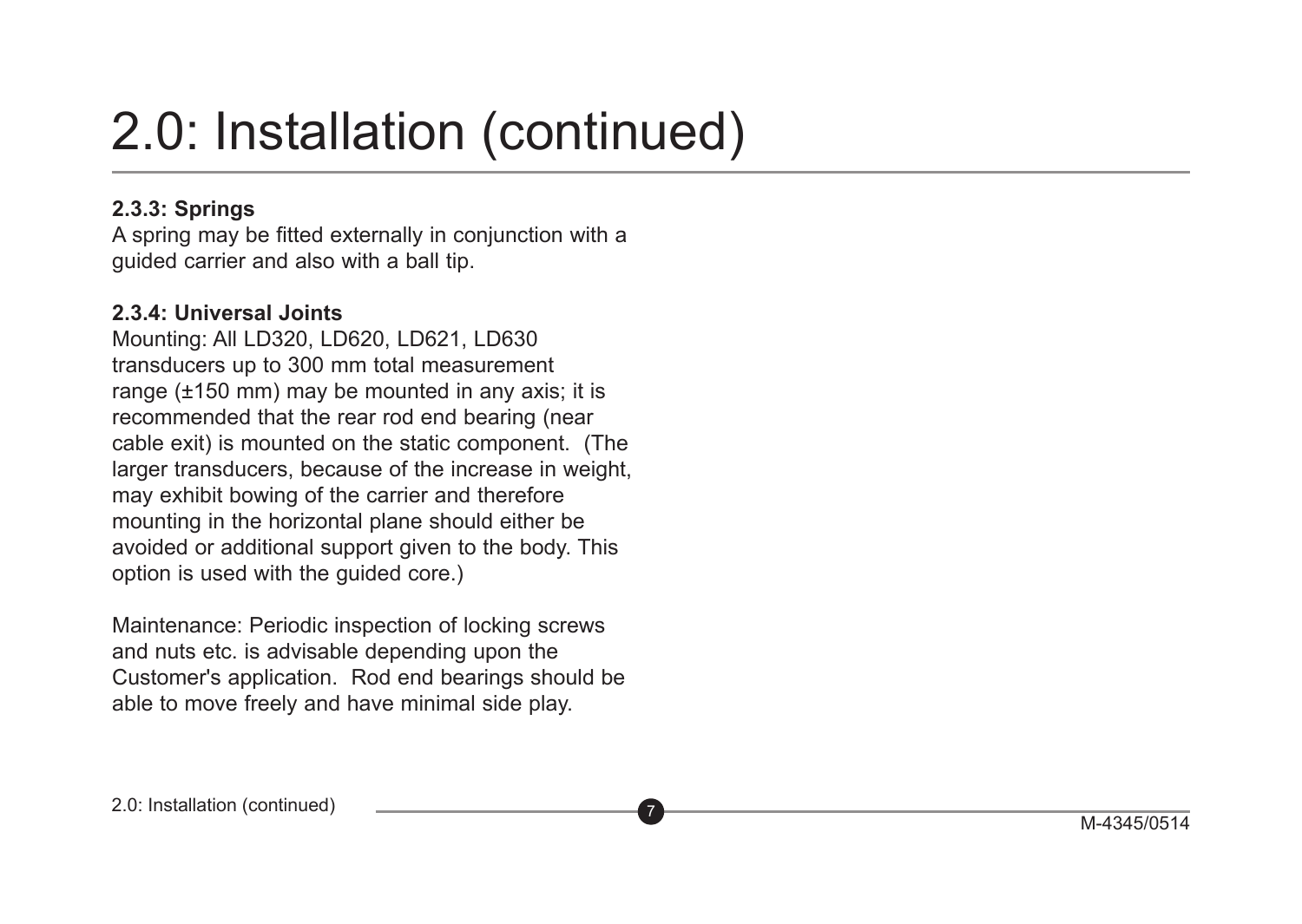# 2.0: Installation (continued)

**2.3.3: Springs**

A spring may be fitted externally in conjunction with a guided carrier and also with a ball tip.

**2.3.4: Universal Joints**

Mounting: All LD320, LD620, LD621, LD630 transducers up to 300 mm total measurement range (±150 mm) may be mounted in any axis; it is recommended that the rear rod end bearing (near cable exit) is mounted on the static component. (The larger transducers, because of the increase in weight, may exhibit bowing of the carrier and therefore mounting in the horizontal plane should either be avoided or additional support given to the body. This option is used with the guided core.)

Maintenance: Periodic inspection of locking screws and nuts etc. is advisable depending upon the Customer's application. Rod end bearings should be able to move freely and have minimal side play.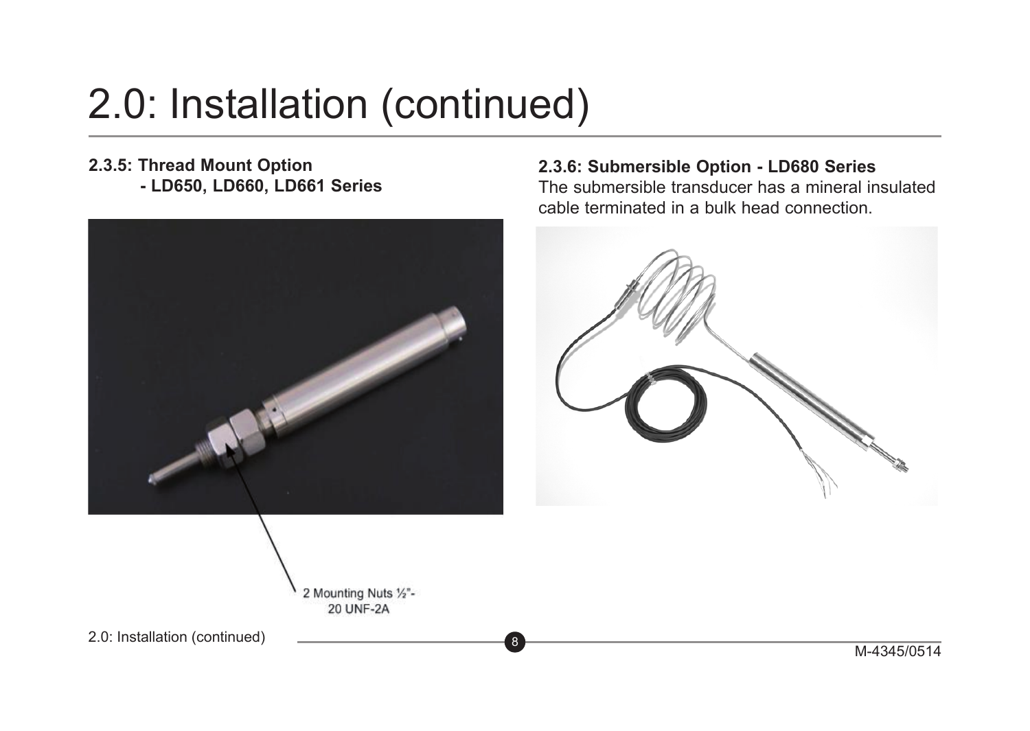# 2.0: Installation (continued)

### 2.3.5: Thread Mount Option - LD650, LD660, LD661 Series

2 Mounting Nuts ½"-20 UNF-2A

### 2.3.6: Submersible Option - LD680 Series

The submersible transducer has a mineral insulated cable terminated in a bulk head connection.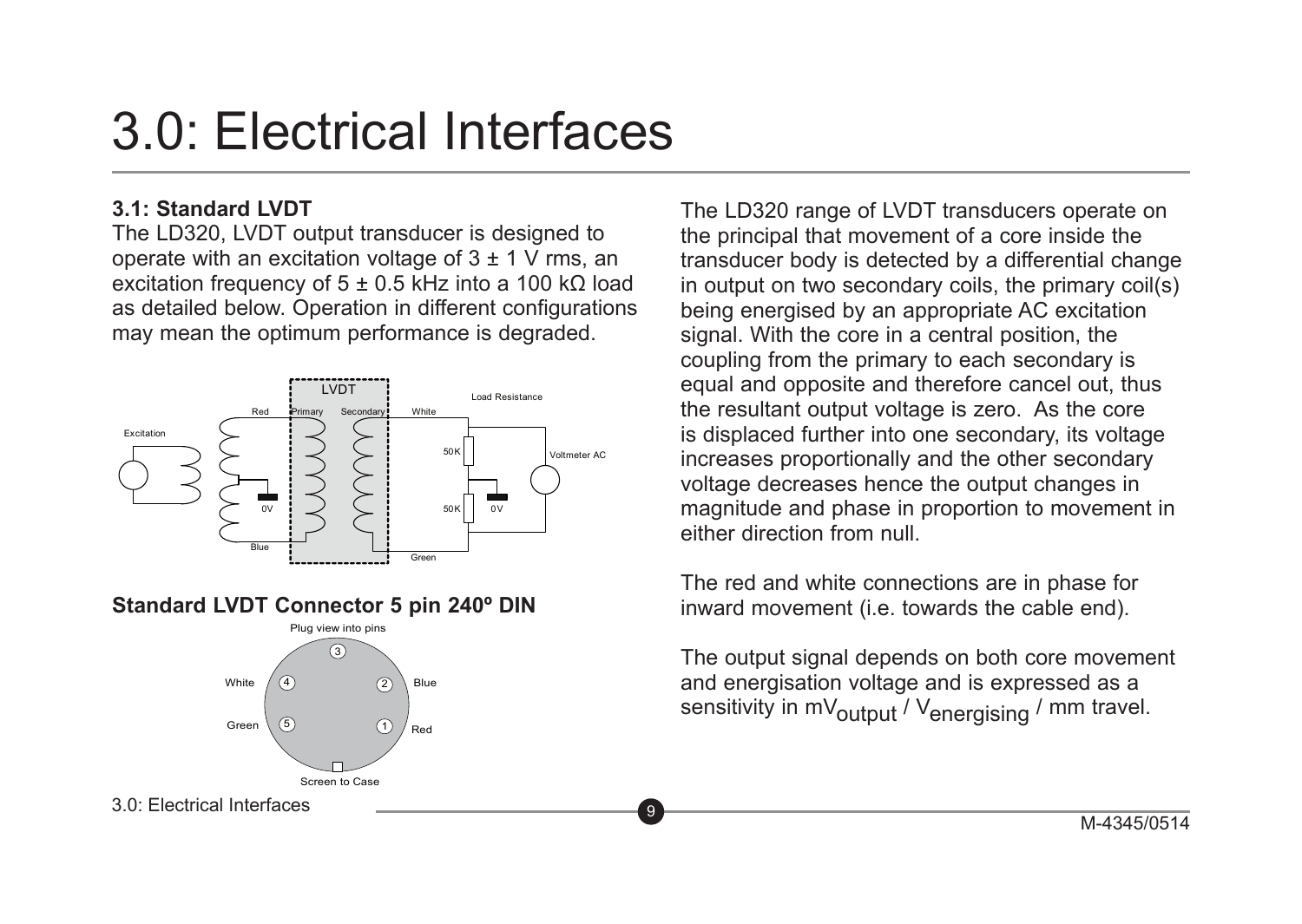# 3.0: Electrical Interfaces

### 3.1: Standard LVDT

The LD320, LVDT output transducer is designed to operate with an excitation voltage of 3 ± 1 V rms, an excitation frequency of 5 ± 0.5 kHz into a 100 kΩ load as detailed below. Operation in different configurations may mean the optimum performance is degraded.

### Standard LVDT Connector 5 pin 240º DIN

The LD320 range of LVDT transducers operate on the principal that movement of a core inside the transducer body is detected by a differential change in output on two secondary coils, the primary coil(s) being energised by an appropriate AC excitation signal. With the core in a central position, the coupling from the primary to each secondary is equal and opposite and therefore cancel out, thus the resultant output voltage is zero. As the core is displaced further into one secondary, its voltage increases proportionally and the other secondary voltage decreases hence the output changes in magnitude and phase in proportion to movement in either direction from null.

The red and white connections are in phase for inward movement (i.e. towards the cable end).

The output signal depends on both core movement and energisation voltage and is expressed as a sensitivity in $mV_{output} / V_{energising}$ / mm travel.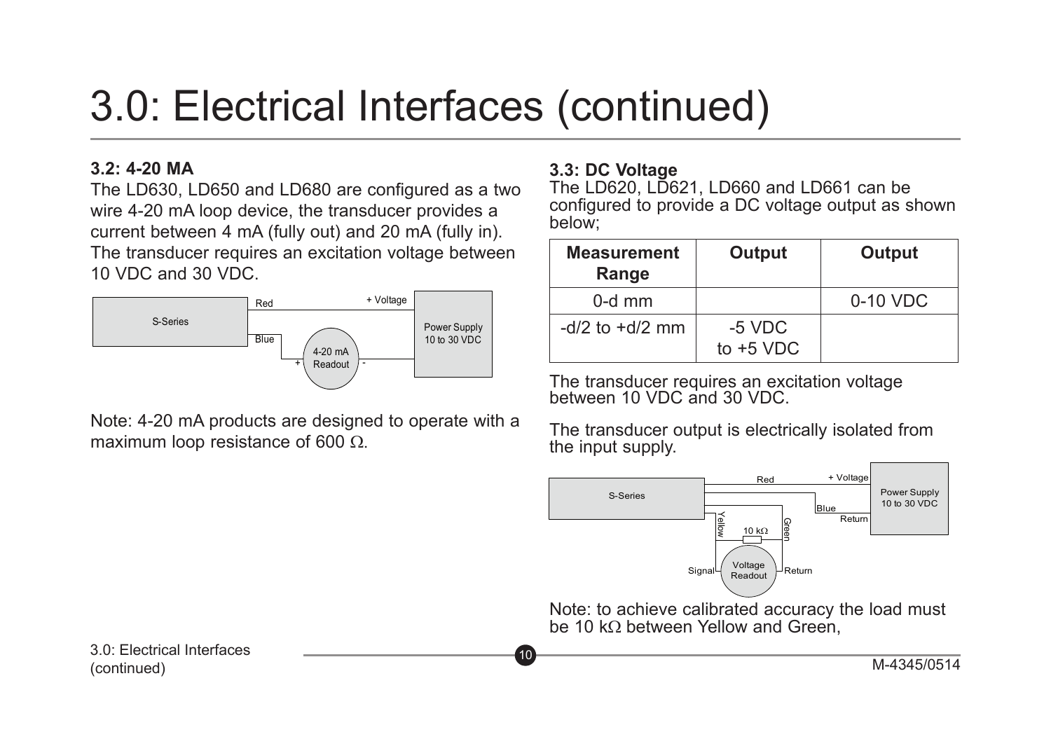# 3.0: Electrical Interfaces (continued)

**3.2: 4-20 MA**

The LD630, LD650 and LD680 are configured as a two wire 4-20 mA loop device, the transducer provides a current between 4 mA (fully out) and 20 mA (fully in). The transducer requires an excitation voltage between 10 VDC and 30 VDC.

Note: 4-20 mA products are designed to operate with a maximum loop resistance of 600 Ω.

**3.3: DC Voltage**

The LD620, LD621, LD660 and LD661 can be configured to provide a DC voltage output as shown below;

| Measurement Range | Output | Output |
|---|---|---|
| 0-d mm | | 0-10 VDC |
| -d/2 to +d/2 mm | -5 VDC to +5 VDC | |

The transducer requires an excitation voltage between 10 VDC and 30 VDC.

The transducer output is electrically isolated from the input supply.

Note: to achieve calibrated accuracy the load must be 10 kΩ between Yellow and Green,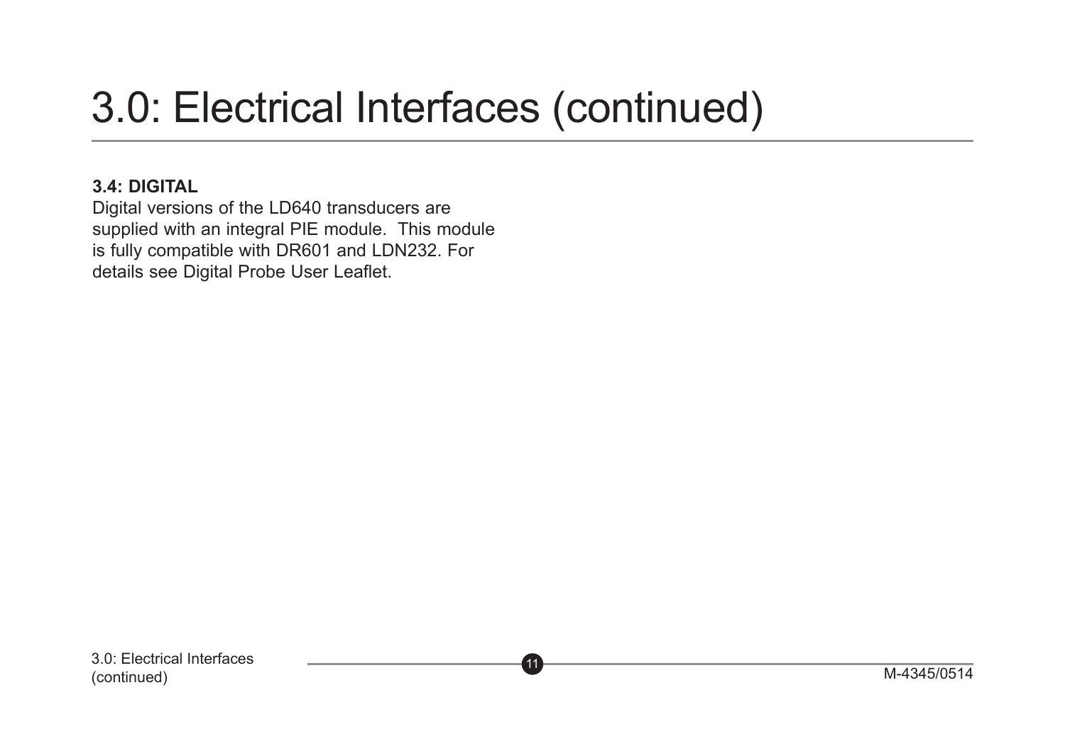# 3.0: Electrical Interfaces (continued)

**3.4: DIGITAL**

Digital versions of the LD640 transducers are supplied with an integral PIE module. This module is fully compatible with DR601 and LDN232. For details see Digital Probe User Leaflet.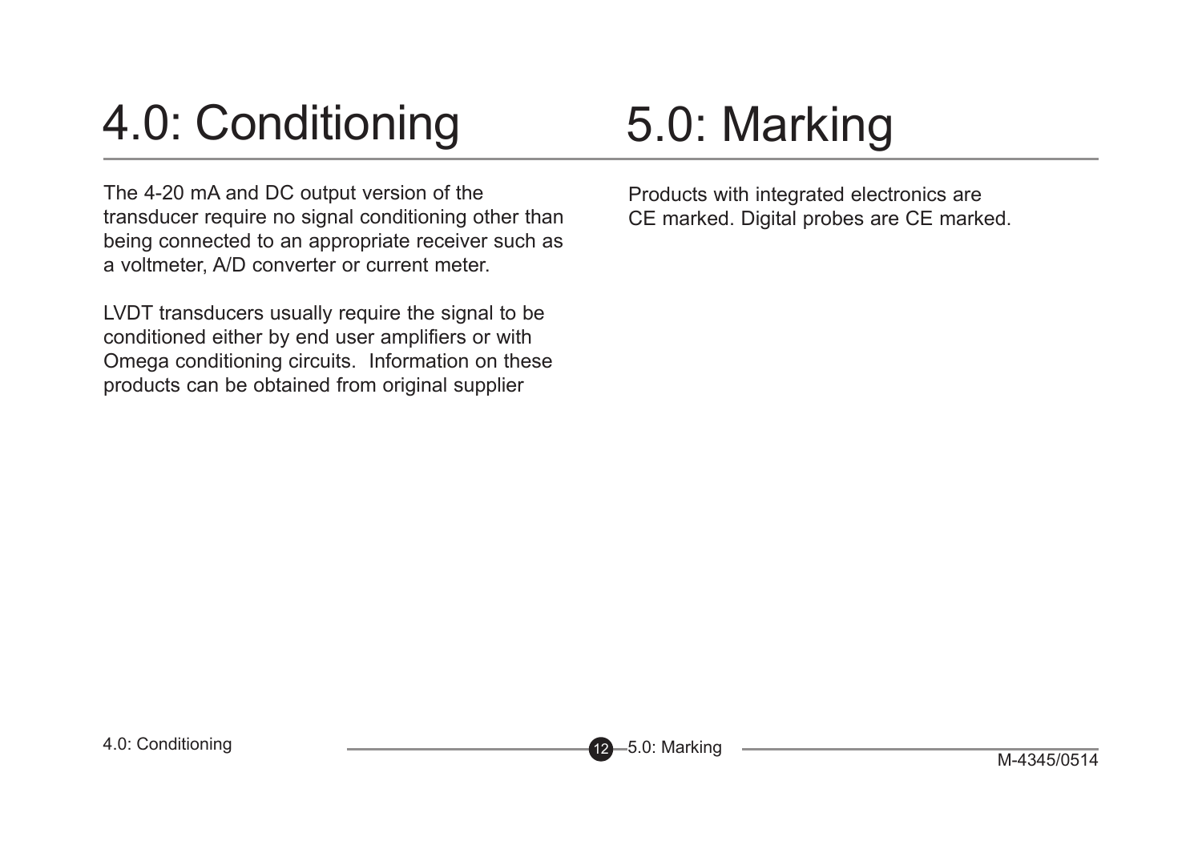# 4.0: Conditioning

The 4-20 mA and DC output version of the transducer require no signal conditioning other than being connected to an appropriate receiver such as a voltmeter, A/D converter or current meter.

LVDT transducers usually require the signal to be conditioned either by end user amplifiers or with Omega conditioning circuits. Information on these products can be obtained from original supplier

# 5.0: Marking

Products with integrated electronics are CE marked. Digital probes are CE marked.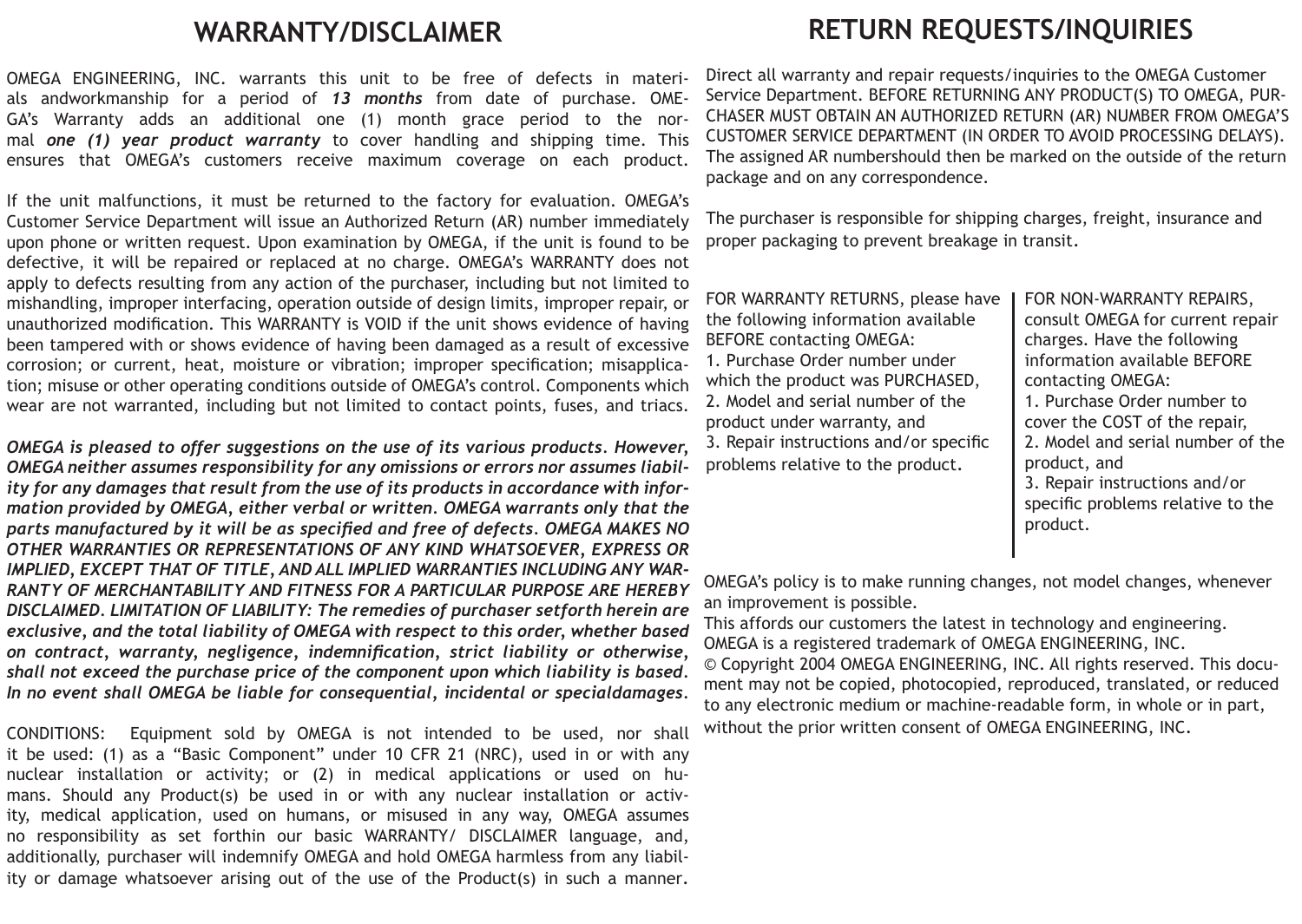## WARRANTY/DISCLAIMER

OMEGA ENGINEERING, INC. warrants this unit to be free of defects in materials andworkmanship for a period of ***13 months*** from date of purchase. OMEGA's Warranty adds an additional one (1) month grace period to the normal ***one (1) year product warranty*** to cover handling and shipping time. This ensures that OMEGA's customers receive maximum coverage on each product.

If the unit malfunctions, it must be returned to the factory for evaluation. OMEGA's Customer Service Department will issue an Authorized Return (AR) number immediately upon phone or written request. Upon examination by OMEGA, if the unit is found to be defective, it will be repaired or replaced at no charge. OMEGA's WARRANTY does not apply to defects resulting from any action of the purchaser, including but not limited to mishandling, improper interfacing, operation outside of design limits, improper repair, or unauthorized modification. This WARRANTY is VOID if the unit shows evidence of having been tampered with or shows evidence of having been damaged as a result of excessive corrosion; or current, heat, moisture or vibration; improper specification; misapplication; misuse or other operating conditions outside of OMEGA's control. Components which wear are not warranted, including but not limited to contact points, fuses, and triacs.

***OMEGA is pleased to offer suggestions on the use of its various products. However, OMEGA neither assumes responsibility for any omissions or errors nor assumes liability for any damages that result from the use of its products in accordance with information provided by OMEGA, either verbal or written. OMEGA warrants only that the parts manufactured by it will be as specified and free of defects. OMEGA MAKES NO OTHER WARRANTIES OR REPRESENTATIONS OF ANY KIND WHATSOEVER, EXPRESS OR IMPLIED, EXCEPT THAT OF TITLE, AND ALL IMPLIED WARRANTIES INCLUDING ANY WARRANTY OF MERCHANTABILITY AND FITNESS FOR A PARTICULAR PURPOSE ARE HEREBY DISCLAIMED. LIMITATION OF LIABILITY: The remedies of purchaser setforth herein are exclusive, and the total liability of OMEGA with respect to this order, whether based on contract, warranty, negligence, indemnification, strict liability or otherwise, shall not exceed the purchase price of the component upon which liability is based. In no event shall OMEGA be liable for consequential, incidental or specialdamages.***

CONDITIONS: Equipment sold by OMEGA is not intended to be used, nor shall it be used: (1) as a "Basic Component" under 10 CFR 21 (NRC), used in or with any nuclear installation or activity; or (2) in medical applications or used on humans. Should any Product(s) be used in or with any nuclear installation or activity, medical application, used on humans, or misused in any way, OMEGA assumes no responsibility as set forthin our basic WARRANTY/ DISCLAIMER language, and, additionally, purchaser will indemnify OMEGA and hold OMEGA harmless from any liability or damage whatsoever arising out of the use of the Product(s) in such a manner.

## RETURN REQUESTS/INQUIRIES

Direct all warranty and repair requests/inquiries to the OMEGA Customer Service Department. BEFORE RETURNING ANY PRODUCT(S) TO OMEGA, PURCHASER MUST OBTAIN AN AUTHORIZED RETURN (AR) NUMBER FROM OMEGA'S CUSTOMER SERVICE DEPARTMENT (IN ORDER TO AVOID PROCESSING DELAYS). The assigned AR numbershould then be marked on the outside of the return package and on any correspondence.

The purchaser is responsible for shipping charges, freight, insurance and proper packaging to prevent breakage in transit.

FOR WARRANTY RETURNS, please have the following information available BEFORE contacting OMEGA:
1. Purchase Order number under which the product was PURCHASED,
2. Model and serial number of the product under warranty, and
3. Repair instructions and/or specific problems relative to the product.

FOR NON-WARRANTY REPAIRS, consult OMEGA for current repair charges. Have the following information available BEFORE contacting OMEGA:
1. Purchase Order number to cover the COST of the repair,
2. Model and serial number of the product, and
3. Repair instructions and/or specific problems relative to the product.

OMEGA's policy is to make running changes, not model changes, whenever an improvement is possible.
This affords our customers the latest in technology and engineering.
OMEGA is a registered trademark of OMEGA ENGINEERING, INC.
© Copyright 2004 OMEGA ENGINEERING, INC. All rights reserved. This document may not be copied, photocopied, reproduced, translated, or reduced to any electronic medium or machine-readable form, in whole or in part, without the prior written consent of OMEGA ENGINEERING, INC.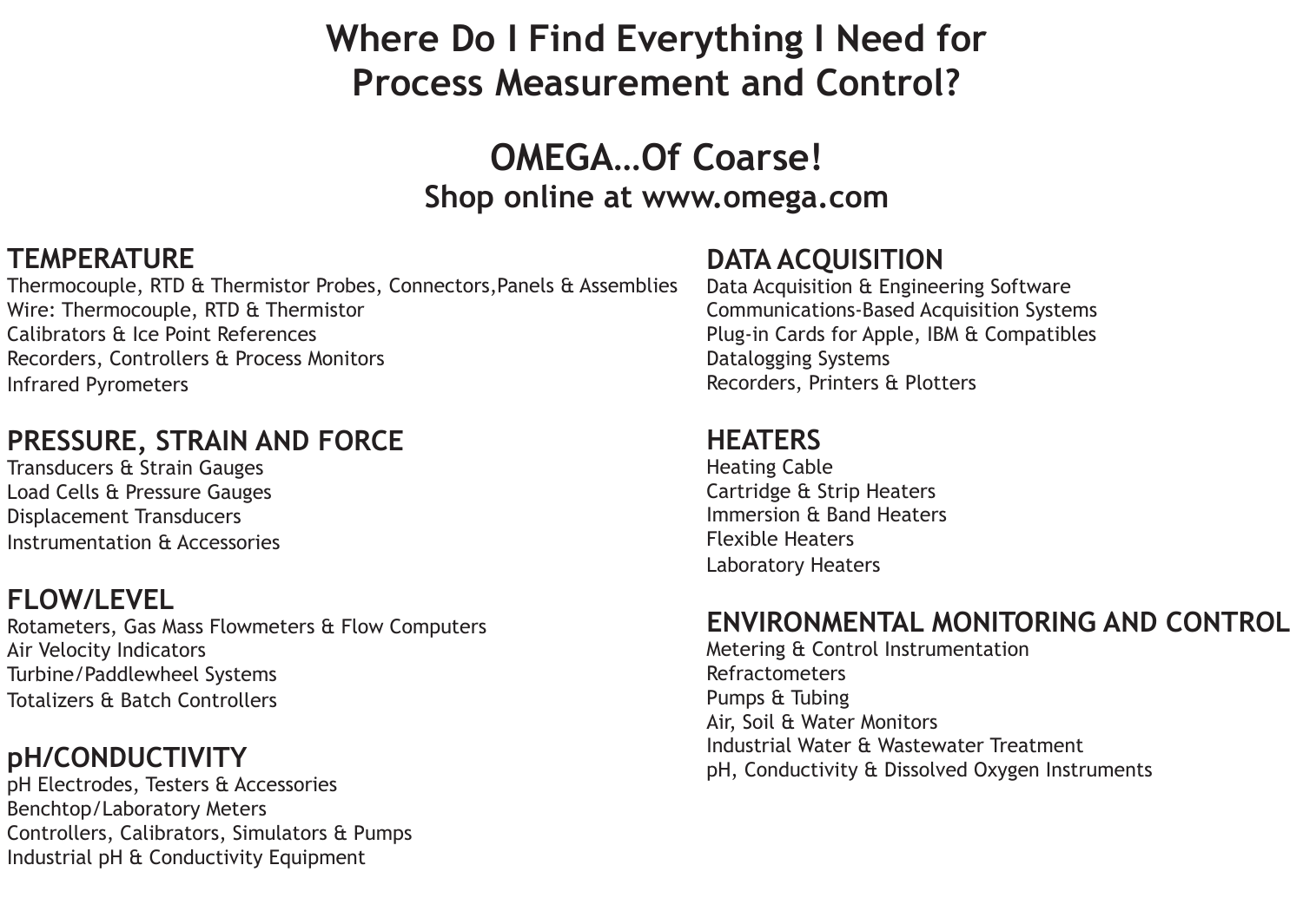# Where Do I Find Everything I Need for Process Measurement and Control?

## OMEGA…Of Coarse!

### Shop online at www.omega.com

## TEMPERATURE

Thermocouple, RTD & Thermistor Probes, Connectors,Panels & Assemblies
Wire: Thermocouple, RTD & Thermistor
Calibrators & Ice Point References
Recorders, Controllers & Process Monitors
Infrared Pyrometers

## PRESSURE, STRAIN AND FORCE

Transducers & Strain Gauges
Load Cells & Pressure Gauges
Displacement Transducers
Instrumentation & Accessories

## FLOW/LEVEL

Rotameters, Gas Mass Flowmeters & Flow Computers
Air Velocity Indicators
Turbine/Paddlewheel Systems
Totalizers & Batch Controllers

## pH/CONDUCTIVITY

pH Electrodes, Testers & Accessories
Benchtop/Laboratory Meters
Controllers, Calibrators, Simulators & Pumps
Industrial pH & Conductivity Equipment

## DATA ACQUISITION

Data Acquisition & Engineering Software
Communications-Based Acquisition Systems
Plug-in Cards for Apple, IBM & Compatibles
Datalogging Systems
Recorders, Printers & Plotters

## HEATERS

Heating Cable
Cartridge & Strip Heaters
Immersion & Band Heaters
Flexible Heaters
Laboratory Heaters

## ENVIRONMENTAL MONITORING AND CONTROL

Metering & Control Instrumentation
Refractometers
Pumps & Tubing
Air, Soil & Water Monitors
Industrial Water & Wastewater Treatment
pH, Conductivity & Dissolved Oxygen Instruments